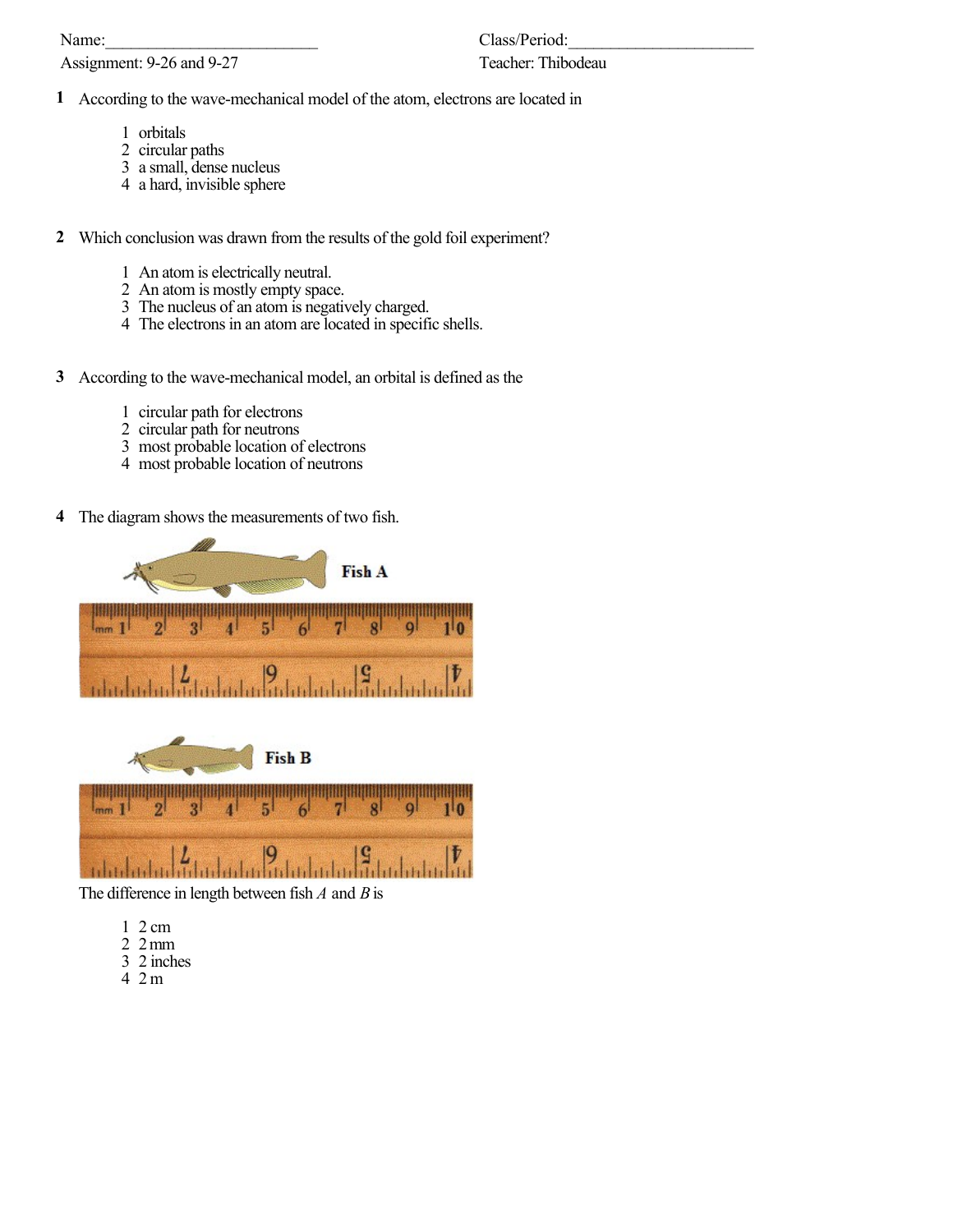Name:_________________________ Class/Period:______________________

Assignment: 9-26 and 9-27 Teacher: Thibodeau

**1** According to the wave-mechanical model of the atom, electrons are located in

1 orbitals
2 circular paths
3 a small, dense nucleus
4 a hard, invisible sphere

**2** Which conclusion was drawn from the results of the gold foil experiment?

1 An atom is electrically neutral.
2 An atom is mostly empty space.
3 The nucleus of an atom is negatively charged.
4 The electrons in an atom are located in specific shells.

**3** According to the wave-mechanical model, an orbital is defined as the

1 circular path for electrons
2 circular path for neutrons
3 most probable location of electrons
4 most probable location of neutrons

**4** The diagram shows the measurements of two fish.

The difference in length between fish *A* and *B* is

1 2 cm
2 2 mm
3 2 inches
4 2 m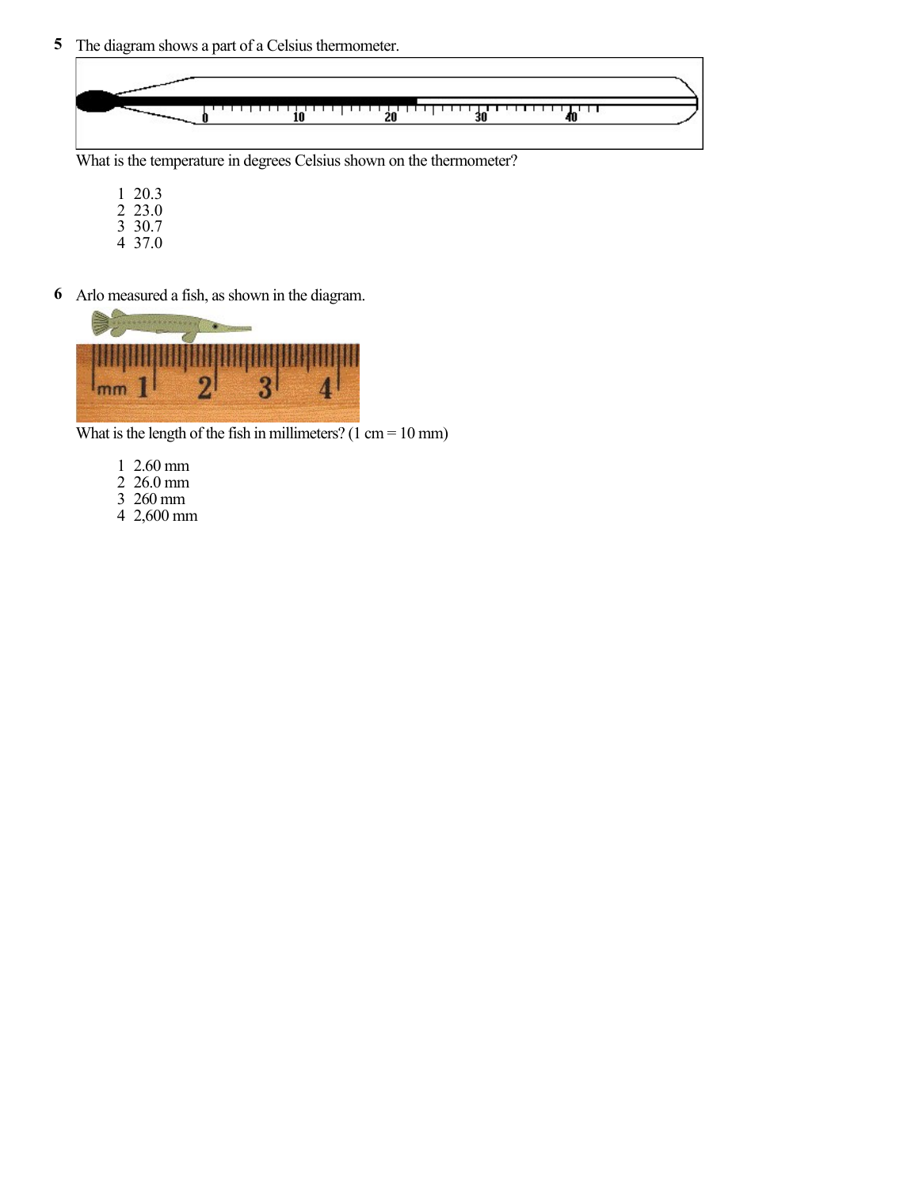**5** The diagram shows a part of a Celsius thermometer.

What is the temperature in degrees Celsius shown on the thermometer?

1 20.3
2 23.0
3 30.7
4 37.0

**6** Arlo measured a fish, as shown in the diagram.

What is the length of the fish in millimeters? (1 cm = 10 mm)

1 2.60 mm
2 26.0 mm
3 260 mm
4 2,600 mm